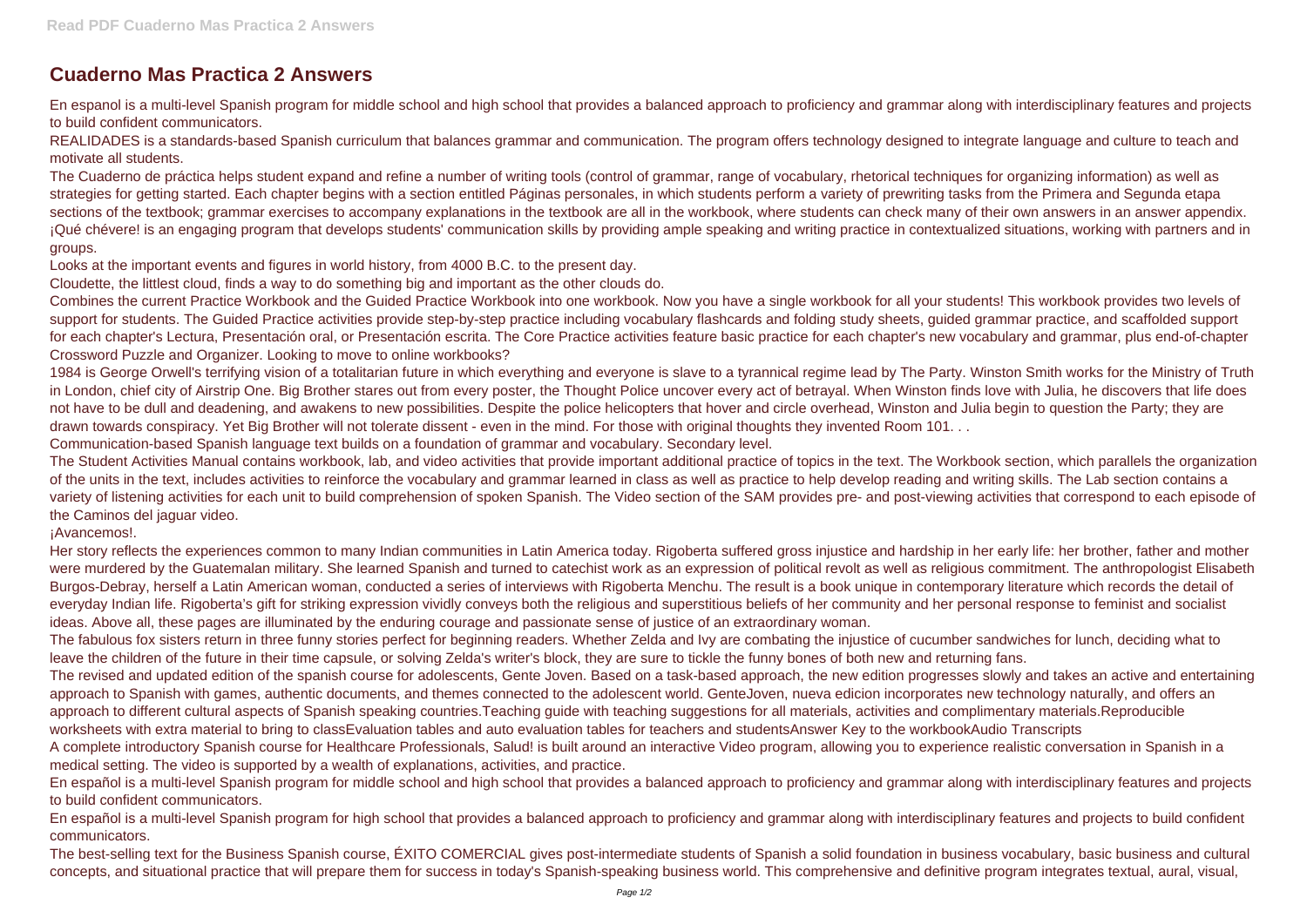# Cuaderno Mas Practica 2 Answers

En espanol is a multi-level Spanish program for middle school and high school that provides a balanced approach to proficiency and grammar along with interdisciplinary features and projects to build confident communicators.

REALIDADES is a standards-based Spanish curriculum that balances grammar and communication. The program offers technology designed to integrate language and culture to teach and motivate all students.

The Cuaderno de práctica helps student expand and refine a number of writing tools (control of grammar, range of vocabulary, rhetorical techniques for organizing information) as well as strategies for getting started. Each chapter begins with a section entitled Páginas personales, in which students perform a variety of prewriting tasks from the Primera and Segunda etapa sections of the textbook; grammar exercises to accompany explanations in the textbook are all in the workbook, where students can check many of their own answers in an answer appendix. ¡Qué chévere! is an engaging program that develops students' communication skills by providing ample speaking and writing practice in contextualized situations, working with partners and in groups.

Looks at the important events and figures in world history, from 4000 B.C. to the present day.

Cloudette, the littlest cloud, finds a way to do something big and important as the other clouds do.

Combines the current Practice Workbook and the Guided Practice Workbook into one workbook. Now you have a single workbook for all your students! This workbook provides two levels of support for students. The Guided Practice activities provide step-by-step practice including vocabulary flashcards and folding study sheets, guided grammar practice, and scaffolded support for each chapter's Lectura, Presentación oral, or Presentación escrita. The Core Practice activities feature basic practice for each chapter's new vocabulary and grammar, plus end-of-chapter Crossword Puzzle and Organizer. Looking to move to online workbooks?

1984 is George Orwell's terrifying vision of a totalitarian future in which everything and everyone is slave to a tyrannical regime lead by The Party. Winston Smith works for the Ministry of Truth in London, chief city of Airstrip One. Big Brother stares out from every poster, the Thought Police uncover every act of betrayal. When Winston finds love with Julia, he discovers that life does not have to be dull and deadening, and awakens to new possibilities. Despite the police helicopters that hover and circle overhead, Winston and Julia begin to question the Party; they are drawn towards conspiracy. Yet Big Brother will not tolerate dissent - even in the mind. For those with original thoughts they invented Room 101. . .

Communication-based Spanish language text builds on a foundation of grammar and vocabulary. Secondary level.

The Student Activities Manual contains workbook, lab, and video activities that provide important additional practice of topics in the text. The Workbook section, which parallels the organization of the units in the text, includes activities to reinforce the vocabulary and grammar learned in class as well as practice to help develop reading and writing skills. The Lab section contains a variety of listening activities for each unit to build comprehension of spoken Spanish. The Video section of the SAM provides pre- and post-viewing activities that correspond to each episode of the Caminos del jaguar video.

¡Avancemos!.

Her story reflects the experiences common to many Indian communities in Latin America today. Rigoberta suffered gross injustice and hardship in her early life: her brother, father and mother were murdered by the Guatemalan military. She learned Spanish and turned to catechist work as an expression of political revolt as well as religious commitment. The anthropologist Elisabeth Burgos-Debray, herself a Latin American woman, conducted a series of interviews with Rigoberta Menchu. The result is a book unique in contemporary literature which records the detail of everyday Indian life. Rigoberta's gift for striking expression vividly conveys both the religious and superstitious beliefs of her community and her personal response to feminist and socialist ideas. Above all, these pages are illuminated by the enduring courage and passionate sense of justice of an extraordinary woman.

The fabulous fox sisters return in three funny stories perfect for beginning readers. Whether Zelda and Ivy are combating the injustice of cucumber sandwiches for lunch, deciding what to leave the children of the future in their time capsule, or solving Zelda's writer's block, they are sure to tickle the funny bones of both new and returning fans.

The revised and updated edition of the spanish course for adolescents, Gente Joven. Based on a task-based approach, the new edition progresses slowly and takes an active and entertaining approach to Spanish with games, authentic documents, and themes connected to the adolescent world. GenteJoven, nueva edicion incorporates new technology naturally, and offers an approach to different cultural aspects of Spanish speaking countries.Teaching guide with teaching suggestions for all materials, activities and complimentary materials.Reproducible worksheets with extra material to bring to classEvaluation tables and auto evaluation tables for teachers and studentsAnswer Key to the workbookAudio Transcripts

A complete introductory Spanish course for Healthcare Professionals, Salud! is built around an interactive Video program, allowing you to experience realistic conversation in Spanish in a medical setting. The video is supported by a wealth of explanations, activities, and practice.

En español is a multi-level Spanish program for middle school and high school that provides a balanced approach to proficiency and grammar along with interdisciplinary features and projects to build confident communicators.

En español is a multi-level Spanish program for high school that provides a balanced approach to proficiency and grammar along with interdisciplinary features and projects to build confident communicators.

The best-selling text for the Business Spanish course, ÉXITO COMERCIAL gives post-intermediate students of Spanish a solid foundation in business vocabulary, basic business and cultural concepts, and situational practice that will prepare them for success in today's Spanish-speaking business world. This comprehensive and definitive program integrates textual, aural, visual,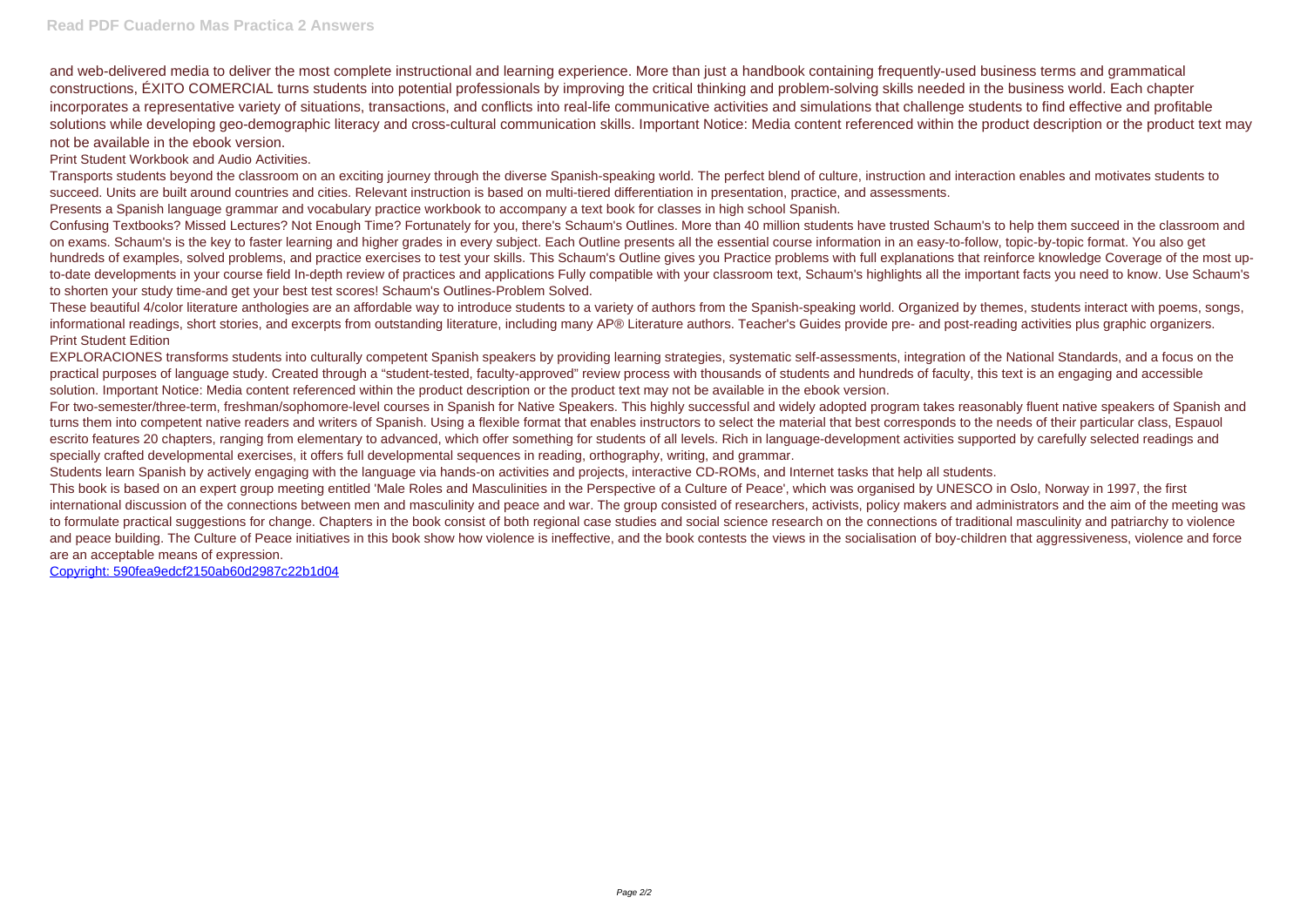and web-delivered media to deliver the most complete instructional and learning experience. More than just a handbook containing frequently-used business terms and grammatical constructions, ÉXITO COMERCIAL turns students into potential professionals by improving the critical thinking and problem-solving skills needed in the business world. Each chapter incorporates a representative variety of situations, transactions, and conflicts into real-life communicative activities and simulations that challenge students to find effective and profitable solutions while developing geo-demographic literacy and cross-cultural communication skills. Important Notice: Media content referenced within the product description or the product text may not be available in the ebook version.

Print Student Workbook and Audio Activities.

Transports students beyond the classroom on an exciting journey through the diverse Spanish-speaking world. The perfect blend of culture, instruction and interaction enables and motivates students to succeed. Units are built around countries and cities. Relevant instruction is based on multi-tiered differentiation in presentation, practice, and assessments.

Presents a Spanish language grammar and vocabulary practice workbook to accompany a text book for classes in high school Spanish.

Confusing Textbooks? Missed Lectures? Not Enough Time? Fortunately for you, there's Schaum's Outlines. More than 40 million students have trusted Schaum's to help them succeed in the classroom and on exams. Schaum's is the key to faster learning and higher grades in every subject. Each Outline presents all the essential course information in an easy-to-follow, topic-by-topic format. You also get hundreds of examples, solved problems, and practice exercises to test your skills. This Schaum's Outline gives you Practice problems with full explanations that reinforce knowledge Coverage of the most up-to-date developments in your course field In-depth review of practices and applications Fully compatible with your classroom text, Schaum's highlights all the important facts you need to know. Use Schaum's to shorten your study time-and get your best test scores! Schaum's Outlines-Problem Solved.

These beautiful 4/color literature anthologies are an affordable way to introduce students to a variety of authors from the Spanish-speaking world. Organized by themes, students interact with poems, songs, informational readings, short stories, and excerpts from outstanding literature, including many AP® Literature authors. Teacher's Guides provide pre- and post-reading activities plus graphic organizers.

Print Student Edition

EXPLORACIONES transforms students into culturally competent Spanish speakers by providing learning strategies, systematic self-assessments, integration of the National Standards, and a focus on the practical purposes of language study. Created through a "student-tested, faculty-approved" review process with thousands of students and hundreds of faculty, this text is an engaging and accessible solution. Important Notice: Media content referenced within the product description or the product text may not be available in the ebook version.

For two-semester/three-term, freshman/sophomore-level courses in Spanish for Native Speakers. This highly successful and widely adopted program takes reasonably fluent native speakers of Spanish and turns them into competent native readers and writers of Spanish. Using a flexible format that enables instructors to select the material that best corresponds to the needs of their particular class, Espauol escrito features 20 chapters, ranging from elementary to advanced, which offer something for students of all levels. Rich in language-development activities supported by carefully selected readings and specially crafted developmental exercises, it offers full developmental sequences in reading, orthography, writing, and grammar.

Students learn Spanish by actively engaging with the language via hands-on activities and projects, interactive CD-ROMs, and Internet tasks that help all students.

This book is based on an expert group meeting entitled 'Male Roles and Masculinities in the Perspective of a Culture of Peace', which was organised by UNESCO in Oslo, Norway in 1997, the first international discussion of the connections between men and masculinity and peace and war. The group consisted of researchers, activists, policy makers and administrators and the aim of the meeting was to formulate practical suggestions for change. Chapters in the book consist of both regional case studies and social science research on the connections of traditional masculinity and patriarchy to violence and peace building. The Culture of Peace initiatives in this book show how violence is ineffective, and the book contests the views in the socialisation of boy-children that aggressiveness, violence and force are an acceptable means of expression.

Copyright: 590fea9edcf2150ab60d2987c22b1d04